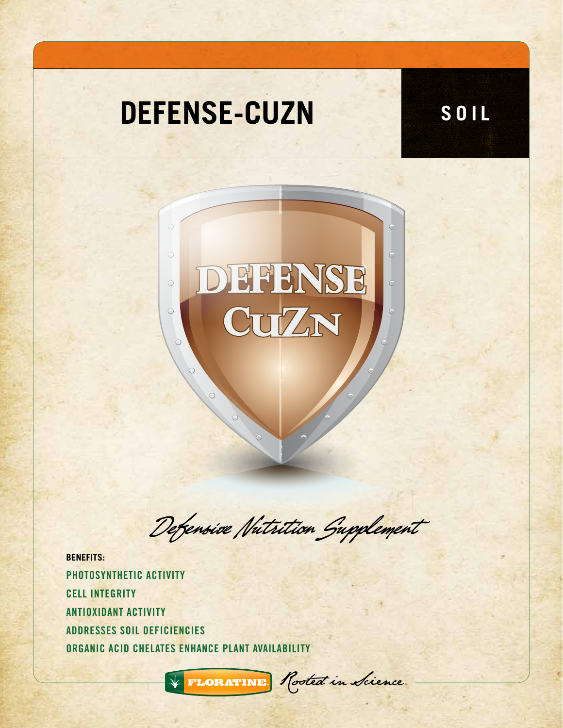# DEFENSE-CUZN

**SOIL**

DEFENSE CuZn

*Defensive Nutrition Supplement*

**BENEFITS:**

- PHOTOSYNTHETIC ACTIVITY
- CELL INTEGRITY
- ANTIOXIDANT ACTIVITY
- ADDRESSES SOIL DEFICIENCIES
- ORGANIC ACID CHELATES ENHANCE PLANT AVAILABILITY

FLORATINE. *Rooted in Science.*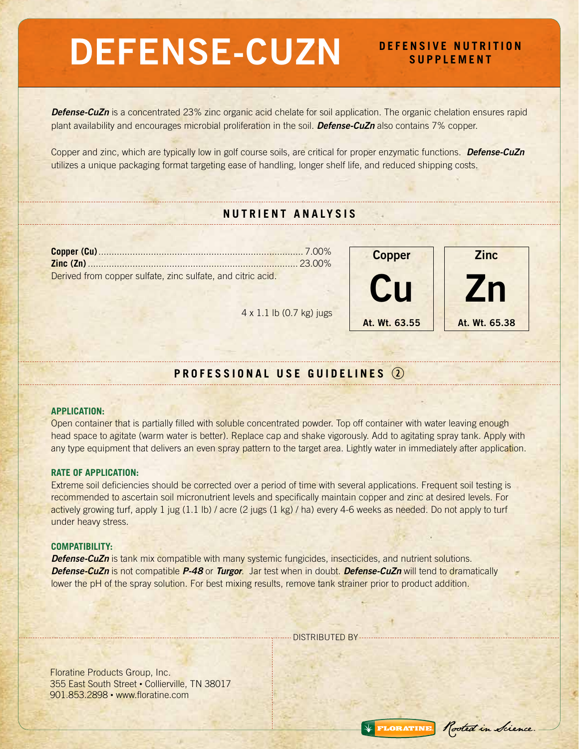# DEFENSE-CUZN

**DEFENSIVE NUTRITION SUPPLEMENT**

***Defense-CuZn*** is a concentrated 23% zinc organic acid chelate for soil application. The organic chelation ensures rapid plant availability and encourages microbial proliferation in the soil. ***Defense-CuZn*** also contains 7% copper.

Copper and zinc, which are typically low in golf course soils, are critical for proper enzymatic functions. ***Defense-CuZn*** utilizes a unique packaging format targeting ease of handling, longer shelf life, and reduced shipping costs.

## NUTRIENT ANALYSIS

**Copper (Cu)**........................................ 7.00%
**Zinc (Zn)**........................................ 23.00%
Derived from copper sulfate, zinc sulfate, and citric acid.

4 x 1.1 lb (0.7 kg) jugs

**Copper**
**Cu**
**At. Wt. 63.55**

**Zinc**
**Zn**
**At. Wt. 65.38**

## PROFESSIONAL USE GUIDELINES ②

### APPLICATION:

Open container that is partially filled with soluble concentrated powder. Top off container with water leaving enough head space to agitate (warm water is better). Replace cap and shake vigorously. Add to agitating spray tank. Apply with any type equipment that delivers an even spray pattern to the target area. Lightly water in immediately after application.

### RATE OF APPLICATION:

Extreme soil deficiencies should be corrected over a period of time with several applications. Frequent soil testing is recommended to ascertain soil micronutrient levels and specifically maintain copper and zinc at desired levels. For actively growing turf, apply 1 jug (1.1 lb) / acre (2 jugs (1 kg) / ha) every 4-6 weeks as needed. Do not apply to turf under heavy stress.

### COMPATIBILITY:

***Defense-CuZn*** is tank mix compatible with many systemic fungicides, insecticides, and nutrient solutions. ***Defense-CuZn*** is not compatible ***P-48*** or ***Turgor***. Jar test when in doubt. ***Defense-CuZn*** will tend to dramatically lower the pH of the spray solution. For best mixing results, remove tank strainer prior to product addition.

DISTRIBUTED BY

Floratine Products Group, Inc.
355 East South Street • Collierville, TN 38017
901.853.2898 • www.floratine.com

FLORATINE Rooted in Science.